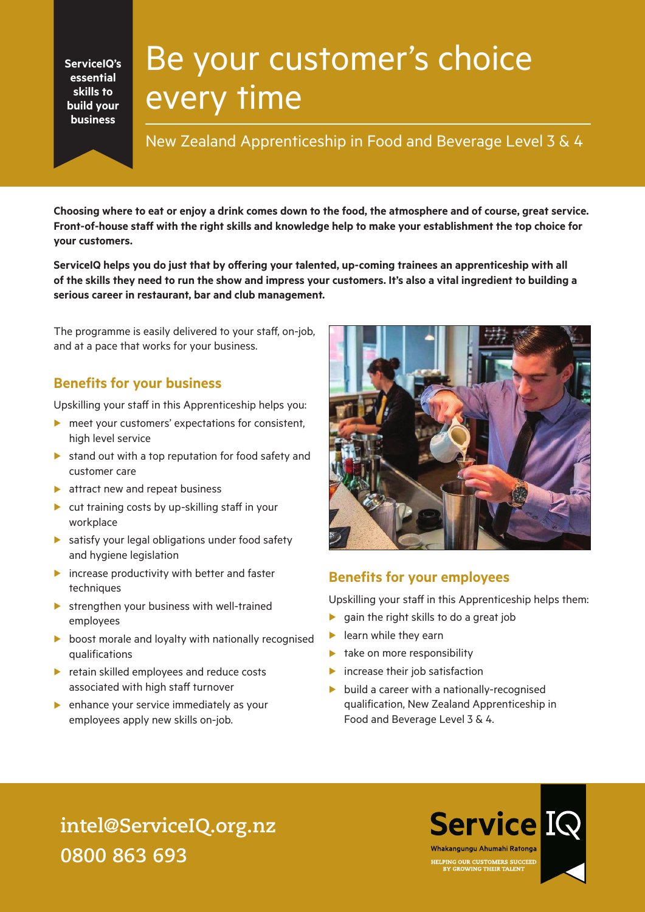ServiceIQ's essential skills to build your business

# Be your customer's choice every time

## New Zealand Apprenticeship in Food and Beverage Level 3 & 4

**Choosing where to eat or enjoy a drink comes down to the food, the atmosphere and of course, great service. Front-of-house staff with the right skills and knowledge help to make your establishment the top choice for your customers.**

**ServiceIQ helps you do just that by offering your talented, up-coming trainees an apprenticeship with all of the skills they need to run the show and impress your customers. It's also a vital ingredient to building a serious career in restaurant, bar and club management.**

The programme is easily delivered to your staff, on-job, and at a pace that works for your business.

### Benefits for your business

Upskilling your staff in this Apprenticeship helps you:

- meet your customers' expectations for consistent, high level service
- stand out with a top reputation for food safety and customer care
- attract new and repeat business
- cut training costs by up-skilling staff in your workplace
- satisfy your legal obligations under food safety and hygiene legislation
- increase productivity with better and faster techniques
- strengthen your business with well-trained employees
- boost morale and loyalty with nationally recognised qualifications
- retain skilled employees and reduce costs associated with high staff turnover
- enhance your service immediately as your employees apply new skills on-job.

### Benefits for your employees

Upskilling your staff in this Apprenticeship helps them:

- gain the right skills to do a great job
- learn while they earn
- take on more responsibility
- increase their job satisfaction
- build a career with a nationally-recognised qualification, New Zealand Apprenticeship in Food and Beverage Level 3 & 4.

intel@ServiceIQ.org.nz
0800 863 693

Service IQ
Whakangungu Ahumahi Ratonga
HELPING OUR CUSTOMERS SUCCEED BY GROWING THEIR TALENT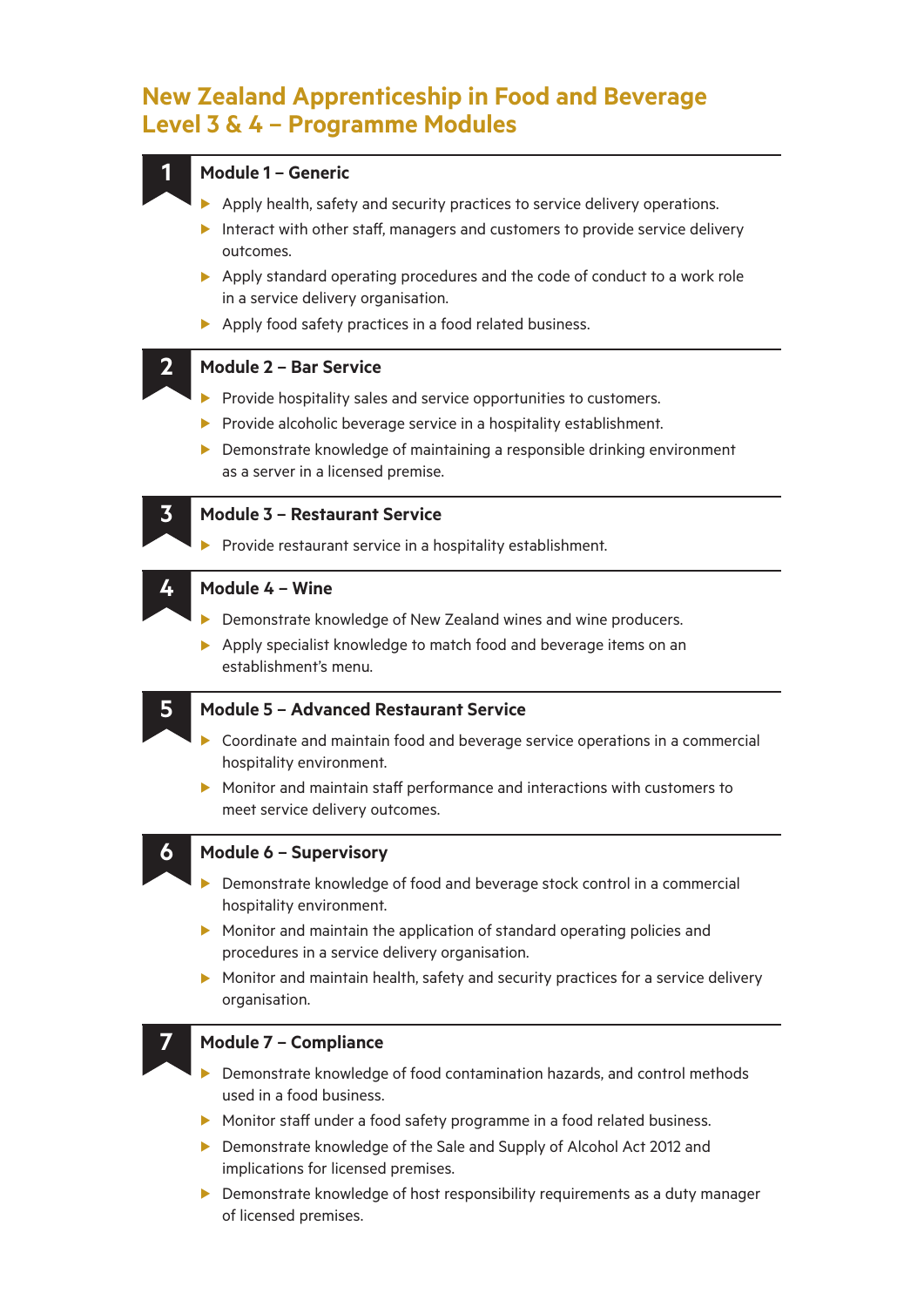# New Zealand Apprenticeship in Food and Beverage Level 3 & 4 – Programme Modules

## Module 1 – Generic

- Apply health, safety and security practices to service delivery operations.
- Interact with other staff, managers and customers to provide service delivery outcomes.
- Apply standard operating procedures and the code of conduct to a work role in a service delivery organisation.
- Apply food safety practices in a food related business.

## Module 2 – Bar Service

- Provide hospitality sales and service opportunities to customers.
- Provide alcoholic beverage service in a hospitality establishment.
- Demonstrate knowledge of maintaining a responsible drinking environment as a server in a licensed premise.

## Module 3 – Restaurant Service

- Provide restaurant service in a hospitality establishment.

## Module 4 – Wine

- Demonstrate knowledge of New Zealand wines and wine producers.
- Apply specialist knowledge to match food and beverage items on an establishment's menu.

## Module 5 – Advanced Restaurant Service

- Coordinate and maintain food and beverage service operations in a commercial hospitality environment.
- Monitor and maintain staff performance and interactions with customers to meet service delivery outcomes.

## Module 6 – Supervisory

- Demonstrate knowledge of food and beverage stock control in a commercial hospitality environment.
- Monitor and maintain the application of standard operating policies and procedures in a service delivery organisation.
- Monitor and maintain health, safety and security practices for a service delivery organisation.

## Module 7 – Compliance

- Demonstrate knowledge of food contamination hazards, and control methods used in a food business.
- Monitor staff under a food safety programme in a food related business.
- Demonstrate knowledge of the Sale and Supply of Alcohol Act 2012 and implications for licensed premises.
- Demonstrate knowledge of host responsibility requirements as a duty manager of licensed premises.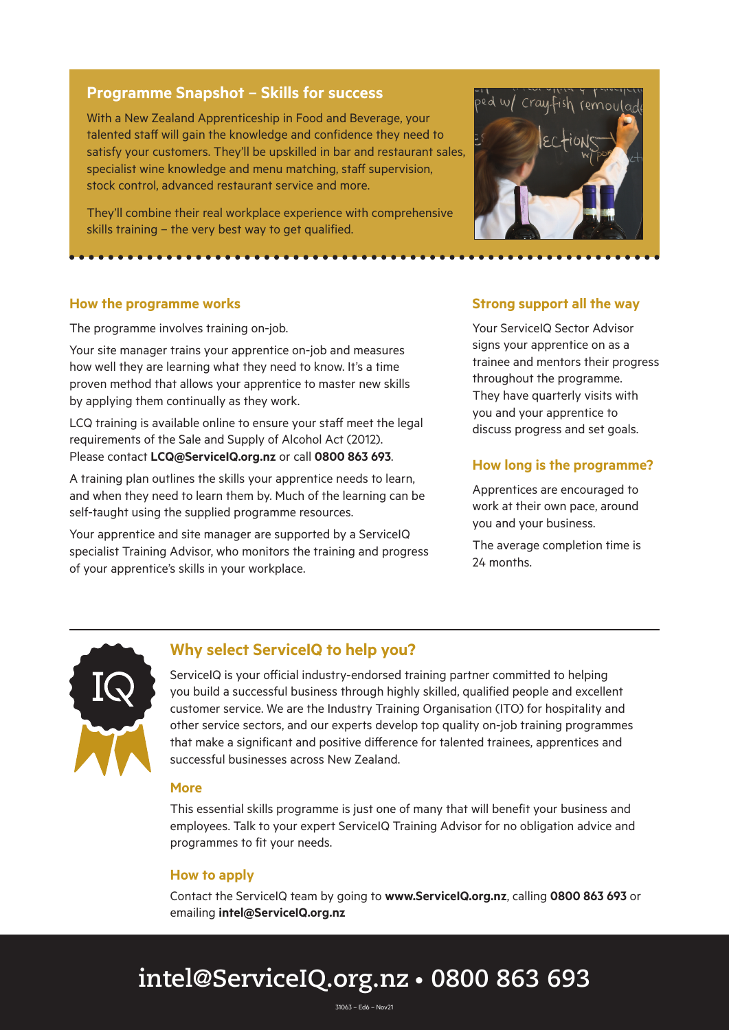## Programme Snapshot – Skills for success

With a New Zealand Apprenticeship in Food and Beverage, your talented staff will gain the knowledge and confidence they need to satisfy your customers. They'll be upskilled in bar and restaurant sales, specialist wine knowledge and menu matching, staff supervision, stock control, advanced restaurant service and more.

They'll combine their real workplace experience with comprehensive skills training – the very best way to get qualified.

### How the programme works

The programme involves training on-job.

Your site manager trains your apprentice on-job and measures how well they are learning what they need to know. It's a time proven method that allows your apprentice to master new skills by applying them continually as they work.

LCQ training is available online to ensure your staff meet the legal requirements of the Sale and Supply of Alcohol Act (2012). Please contact **LCQ@ServiceIQ.org.nz** or call **0800 863 693**.

A training plan outlines the skills your apprentice needs to learn, and when they need to learn them by. Much of the learning can be self-taught using the supplied programme resources.

Your apprentice and site manager are supported by a ServiceIQ specialist Training Advisor, who monitors the training and progress of your apprentice's skills in your workplace.

### Strong support all the way

Your ServiceIQ Sector Advisor signs your apprentice on as a trainee and mentors their progress throughout the programme. They have quarterly visits with you and your apprentice to discuss progress and set goals.

### How long is the programme?

Apprentices are encouraged to work at their own pace, around you and your business.

The average completion time is 24 months.

## Why select ServiceIQ to help you?

ServiceIQ is your official industry-endorsed training partner committed to helping you build a successful business through highly skilled, qualified people and excellent customer service. We are the Industry Training Organisation (ITO) for hospitality and other service sectors, and our experts develop top quality on-job training programmes that make a significant and positive difference for talented trainees, apprentices and successful businesses across New Zealand.

### More

This essential skills programme is just one of many that will benefit your business and employees. Talk to your expert ServiceIQ Training Advisor for no obligation advice and programmes to fit your needs.

### How to apply

Contact the ServiceIQ team by going to **www.ServiceIQ.org.nz**, calling **0800 863 693** or emailing **intel@ServiceIQ.org.nz**

**intel@ServiceIQ.org.nz • 0800 863 693**

31063 – Ed6 – Nov21